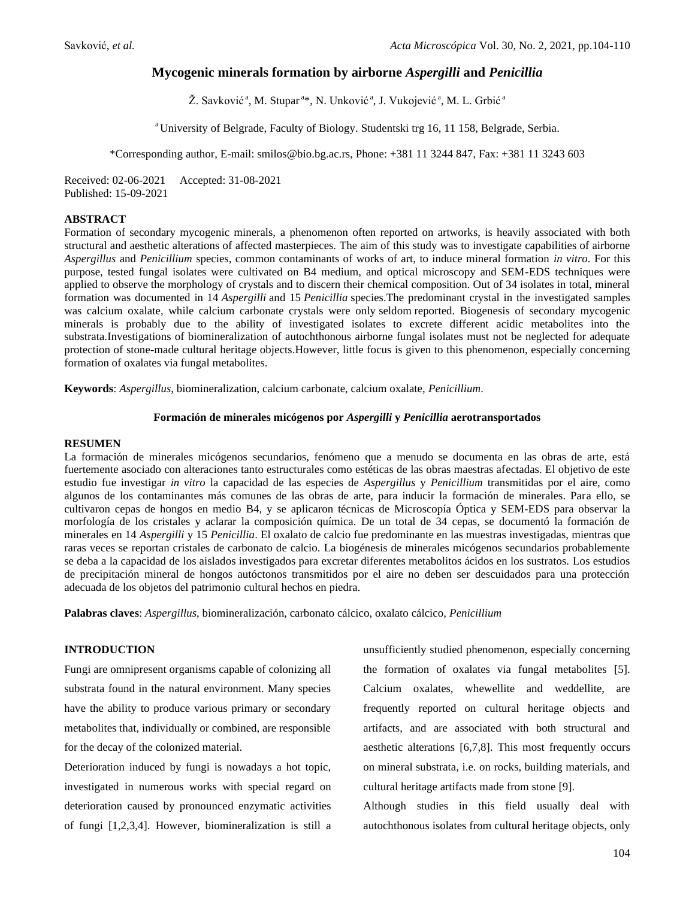# Mycogenic minerals formation by airborne *Aspergilli* and *Penicillia*

Ž. Savković [a], M. Stupar [a]*, N. Unković [a], J. Vukojević [a], M. L. Grbić [a]

[a] University of Belgrade, Faculty of Biology. Studentski trg 16, 11 158, Belgrade, Serbia.

*Corresponding author, E-mail: smilos@bio.bg.ac.rs, Phone: +381 11 3244 847, Fax: +381 11 3243 603

Received: 02-06-2021 Accepted: 31-08-2021
Published: 15-09-2021

## ABSTRACT

Formation of secondary mycogenic minerals, a phenomenon often reported on artworks, is heavily associated with both structural and aesthetic alterations of affected masterpieces. The aim of this study was to investigate capabilities of airborne *Aspergillus* and *Penicillium* species, common contaminants of works of art, to induce mineral formation *in vitro*. For this purpose, tested fungal isolates were cultivated on B4 medium, and optical microscopy and SEM-EDS techniques were applied to observe the morphology of crystals and to discern their chemical composition. Out of 34 isolates in total, mineral formation was documented in 14 *Aspergilli* and 15 *Penicillia* species.The predominant crystal in the investigated samples was calcium oxalate, while calcium carbonate crystals were only seldom reported. Biogenesis of secondary mycogenic minerals is probably due to the ability of investigated isolates to excrete different acidic metabolites into the substrata.Investigations of biomineralization of autochthonous airborne fungal isolates must not be neglected for adequate protection of stone-made cultural heritage objects.However, little focus is given to this phenomenon, especially concerning formation of oxalates via fungal metabolites.

**Keywords**: *Aspergillus*, biomineralization, calcium carbonate, calcium oxalate, *Penicillium*.

### Formación de minerales micógenos por *Aspergilli* y *Penicillia* aerotransportados

## RESUMEN

La formación de minerales micógenos secundarios, fenómeno que a menudo se documenta en las obras de arte, está fuertemente asociado con alteraciones tanto estructurales como estéticas de las obras maestras afectadas. El objetivo de este estudio fue investigar *in vitro* la capacidad de las especies de *Aspergillus* y *Penicillium* transmitidas por el aire, como algunos de los contaminantes más comunes de las obras de arte, para inducir la formación de minerales. Para ello, se cultivaron cepas de hongos en medio B4, y se aplicaron técnicas de Microscopía Óptica y SEM-EDS para observar la morfología de los cristales y aclarar la composición química. De un total de 34 cepas, se documentó la formación de minerales en 14 *Aspergilli* y 15 *Penicillia*. El oxalato de calcio fue predominante en las muestras investigadas, mientras que raras veces se reportan cristales de carbonato de calcio. La biogénesis de minerales micógenos secundarios probablemente se deba a la capacidad de los aislados investigados para excretar diferentes metabolitos ácidos en los sustratos. Los estudios de precipitación mineral de hongos autóctonos transmitidos por el aire no deben ser descuidados para una protección adecuada de los objetos del patrimonio cultural hechos en piedra.

**Palabras claves**: *Aspergillus*, biomineralización, carbonato cálcico, oxalato cálcico, *Penicillium*

## INTRODUCTION

Fungi are omnipresent organisms capable of colonizing all substrata found in the natural environment. Many species have the ability to produce various primary or secondary metabolites that, individually or combined, are responsible for the decay of the colonized material.

Deterioration induced by fungi is nowadays a hot topic, investigated in numerous works with special regard on deterioration caused by pronounced enzymatic activities of fungi [1,2,3,4]. However, biomineralization is still a unsufficiently studied phenomenon, especially concerning the formation of oxalates via fungal metabolites [5]. Calcium oxalates, whewellite and weddellite, are frequently reported on cultural heritage objects and artifacts, and are associated with both structural and aesthetic alterations [6,7,8]. This most frequently occurs on mineral substrata, i.e. on rocks, building materials, and cultural heritage artifacts made from stone [9].

Although studies in this field usually deal with autochthonous isolates from cultural heritage objects, only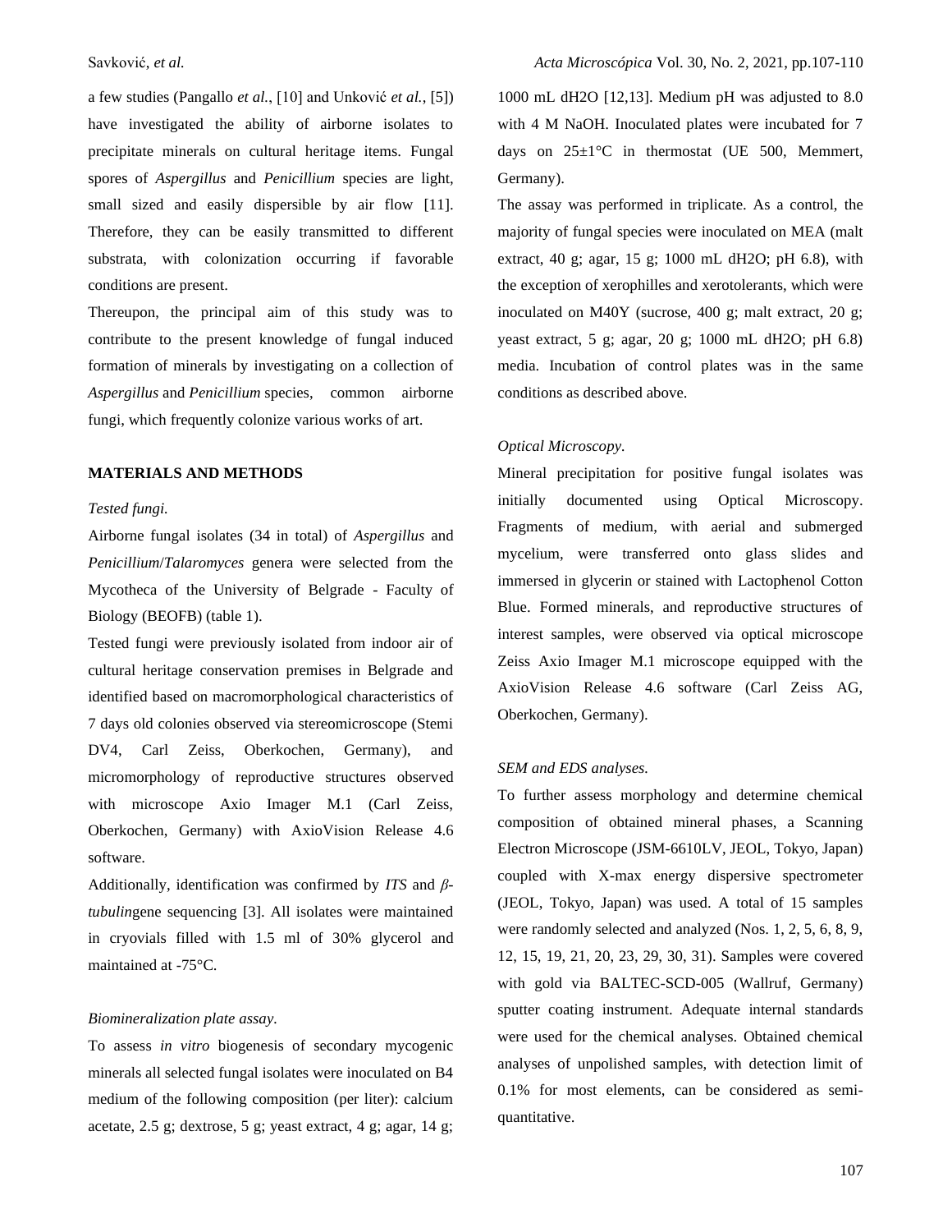a few studies (Pangallo *et al.*, [10] and Unković *et al.*, [5]) have investigated the ability of airborne isolates to precipitate minerals on cultural heritage items. Fungal spores of *Aspergillus* and *Penicillium* species are light, small sized and easily dispersible by air flow [11]. Therefore, they can be easily transmitted to different substrata, with colonization occurring if favorable conditions are present.

Thereupon, the principal aim of this study was to contribute to the present knowledge of fungal induced formation of minerals by investigating on a collection of *Aspergillus* and *Penicillium* species, common airborne fungi, which frequently colonize various works of art.

## MATERIALS AND METHODS

*Tested fungi.*

Airborne fungal isolates (34 in total) of *Aspergillus* and *Penicillium*/*Talaromyces* genera were selected from the Mycotheca of the University of Belgrade - Faculty of Biology (BEOFB) (table 1).

Tested fungi were previously isolated from indoor air of cultural heritage conservation premises in Belgrade and identified based on macromorphological characteristics of 7 days old colonies observed via stereomicroscope (Stemi DV4, Carl Zeiss, Oberkochen, Germany), and micromorphology of reproductive structures observed with microscope Axio Imager M.1 (Carl Zeiss, Oberkochen, Germany) with AxioVision Release 4.6 software.

Additionally, identification was confirmed by *ITS* and *β-tubulin*gene sequencing [3]. All isolates were maintained in cryovials filled with 1.5 ml of 30% glycerol and maintained at -75°C.

*Biomineralization plate assay.*

To assess *in vitro* biogenesis of secondary mycogenic minerals all selected fungal isolates were inoculated on B4 medium of the following composition (per liter): calcium acetate, 2.5 g; dextrose, 5 g; yeast extract, 4 g; agar, 14 g; 1000 mL dH2O [12,13]. Medium pH was adjusted to 8.0 with 4 M NaOH. Inoculated plates were incubated for 7 days on 25±1°C in thermostat (UE 500, Memmert, Germany).

The assay was performed in triplicate. As a control, the majority of fungal species were inoculated on MEA (malt extract, 40 g; agar, 15 g; 1000 mL dH2O; pH 6.8), with the exception of xerophilles and xerotolerants, which were inoculated on M40Y (sucrose, 400 g; malt extract, 20 g; yeast extract, 5 g; agar, 20 g; 1000 mL dH2O; pH 6.8) media. Incubation of control plates was in the same conditions as described above.

*Optical Microscopy.*

Mineral precipitation for positive fungal isolates was initially documented using Optical Microscopy. Fragments of medium, with aerial and submerged mycelium, were transferred onto glass slides and immersed in glycerin or stained with Lactophenol Cotton Blue. Formed minerals, and reproductive structures of interest samples, were observed via optical microscope Zeiss Axio Imager M.1 microscope equipped with the AxioVision Release 4.6 software (Carl Zeiss AG, Oberkochen, Germany).

*SEM and EDS analyses.*

To further assess morphology and determine chemical composition of obtained mineral phases, a Scanning Electron Microscope (JSM-6610LV, JEOL, Tokyo, Japan) coupled with X-max energy dispersive spectrometer (JEOL, Tokyo, Japan) was used. A total of 15 samples were randomly selected and analyzed (Nos. 1, 2, 5, 6, 8, 9, 12, 15, 19, 21, 20, 23, 29, 30, 31). Samples were covered with gold via BALTEC-SCD-005 (Wallruf, Germany) sputter coating instrument. Adequate internal standards were used for the chemical analyses. Obtained chemical analyses of unpolished samples, with detection limit of 0.1% for most elements, can be considered as semi-quantitative.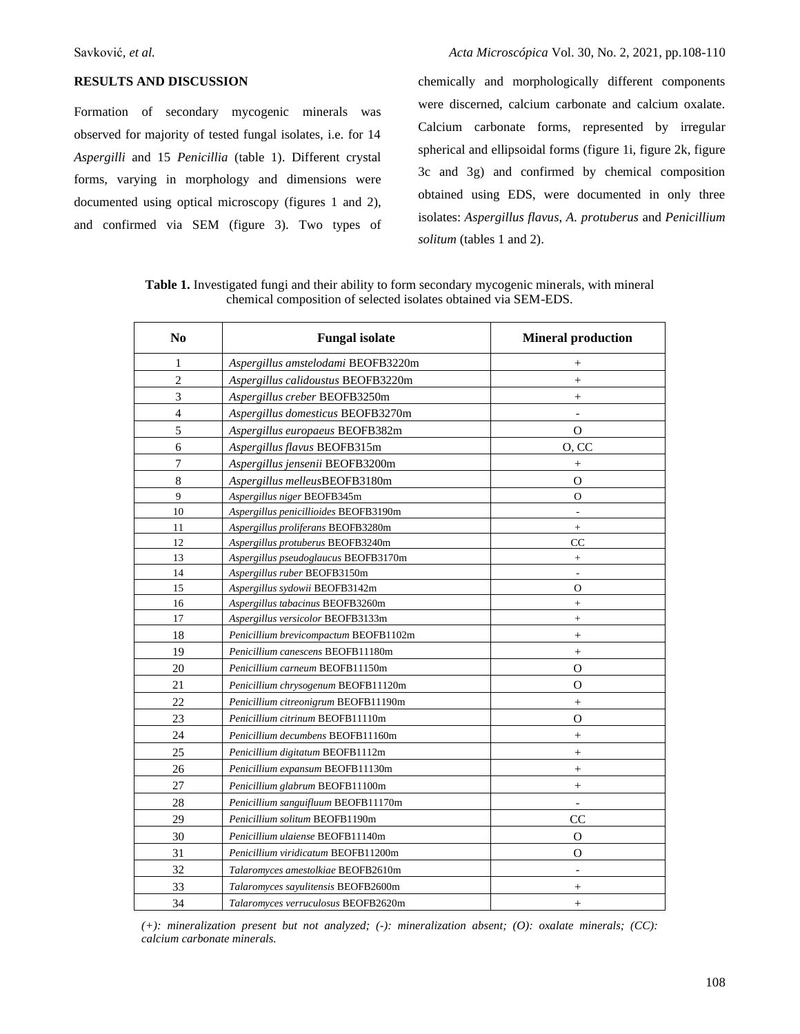## RESULTS AND DISCUSSION

Formation of secondary mycogenic minerals was observed for majority of tested fungal isolates, i.e. for 14 *Aspergilli* and 15 *Penicillia* (table 1). Different crystal forms, varying in morphology and dimensions were documented using optical microscopy (figures 1 and 2), and confirmed via SEM (figure 3). Two types of chemically and morphologically different components were discerned, calcium carbonate and calcium oxalate. Calcium carbonate forms, represented by irregular spherical and ellipsoidal forms (figure 1i, figure 2k, figure 3c and 3g) and confirmed by chemical composition obtained using EDS, were documented in only three isolates: *Aspergillus flavus, A. protuberus* and *Penicillium solitum* (tables 1 and 2).

**Table 1.** Investigated fungi and their ability to form secondary mycogenic minerals, with mineral chemical composition of selected isolates obtained via SEM-EDS.

| No | Fungal isolate | Mineral production |
|---|---|---|
| 1 | *Aspergillus amstelodami* BEOFB3220m | + |
| 2 | *Aspergillus calidoustus* BEOFB3220m | + |
| 3 | *Aspergillus creber* BEOFB3250m | + |
| 4 | *Aspergillus domesticus* BEOFB3270m | - |
| 5 | *Aspergillus europaeus* BEOFB382m | O |
| 6 | *Aspergillus flavus* BEOFB315m | O, CC |
| 7 | *Aspergillus jensenii* BEOFB3200m | + |
| 8 | *Aspergillus melleus*BEOFB3180m | O |
| 9 | *Aspergillus niger* BEOFB345m | O |
| 10 | *Aspergillus penicillioides* BEOFB3190m | - |
| 11 | *Aspergillus proliferans* BEOFB3280m | + |
| 12 | *Aspergillus protuberus* BEOFB3240m | CC |
| 13 | *Aspergillus pseudoglaucus* BEOFB3170m | + |
| 14 | *Aspergillus ruber* BEOFB3150m | - |
| 15 | *Aspergillus sydowii* BEOFB3142m | O |
| 16 | *Aspergillus tabacinus* BEOFB3260m | + |
| 17 | *Aspergillus versicolor* BEOFB3133m | + |
| 18 | *Penicillium brevicompactum* BEOFB1102m | + |
| 19 | *Penicillium canescens* BEOFB11180m | + |
| 20 | *Penicillium carneum* BEOFB11150m | O |
| 21 | *Penicillium chrysogenum* BEOFB11120m | O |
| 22 | *Penicillium citreonigrum* BEOFB11190m | + |
| 23 | *Penicillium citrinum* BEOFB11110m | O |
| 24 | *Penicillium decumbens* BEOFB11160m | + |
| 25 | *Penicillium digitatum* BEOFB1112m | + |
| 26 | *Penicillium expansum* BEOFB11130m | + |
| 27 | *Penicillium glabrum* BEOFB11100m | + |
| 28 | *Penicillium sanguifluum* BEOFB11170m | - |
| 29 | *Penicillium solitum* BEOFB1190m | CC |
| 30 | *Penicillium ulaiense* BEOFB11140m | O |
| 31 | *Penicillium viridicatum* BEOFB11200m | O |
| 32 | *Talaromyces amestolkiae* BEOFB2610m | - |
| 33 | *Talaromyces sayulitensis* BEOFB2600m | + |
| 34 | *Talaromyces verruculosus* BEOFB2620m | + |

*(+): mineralization present but not analyzed; (-): mineralization absent; (O): oxalate minerals; (CC): calcium carbonate minerals.*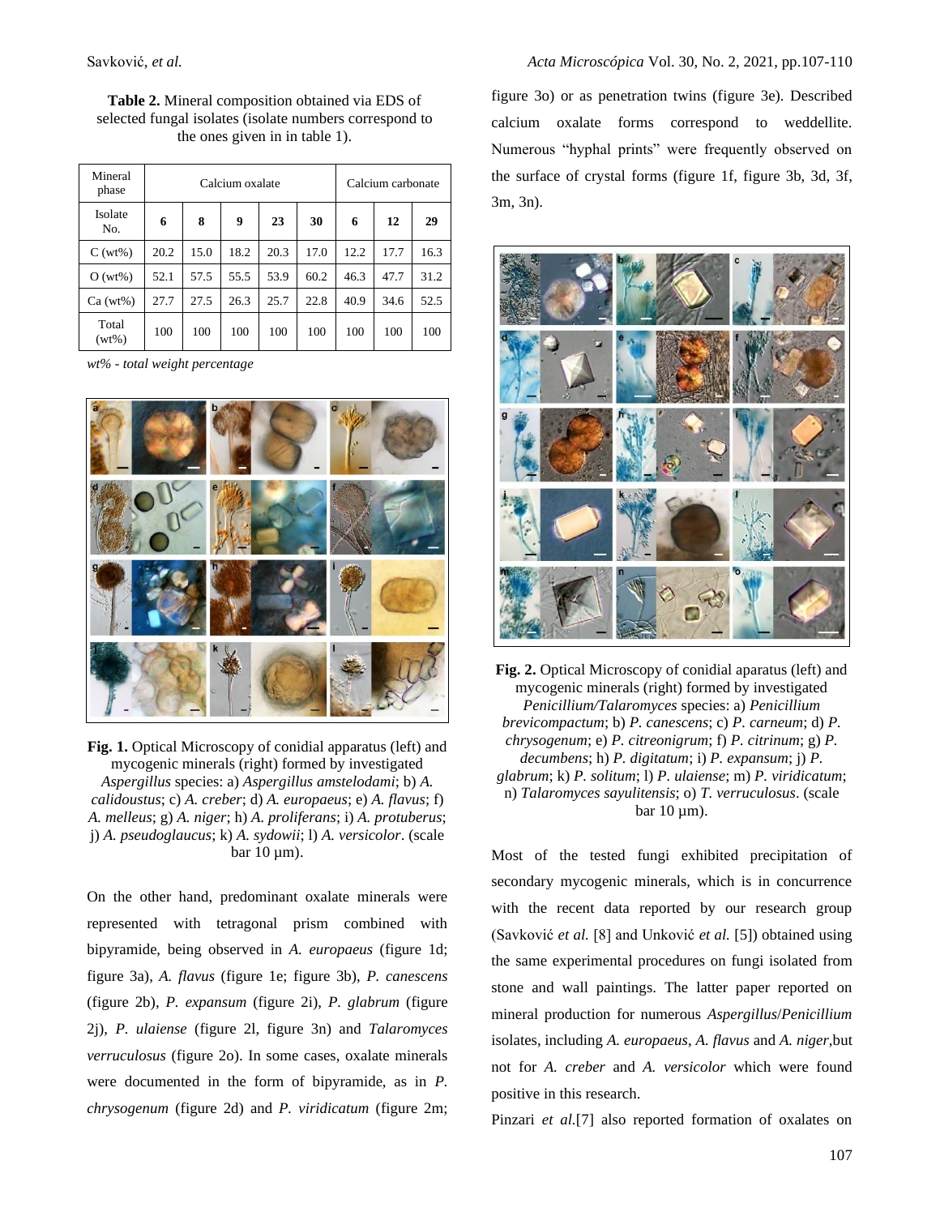**Table 2.** Mineral composition obtained via EDS of selected fungal isolates (isolate numbers correspond to the ones given in in table 1).

| Mineral phase | Calcium oxalate | | | | | Calcium carbonate | | |
|---|---|---|---|---|---|---|---|---|
| Isolate No. | **6** | **8** | **9** | **23** | **30** | **6** | **12** | **29** |
| C (wt%) | 20.2 | 15.0 | 18.2 | 20.3 | 17.0 | 12.2 | 17.7 | 16.3 |
| O (wt%) | 52.1 | 57.5 | 55.5 | 53.9 | 60.2 | 46.3 | 47.7 | 31.2 |
| Ca (wt%) | 27.7 | 27.5 | 26.3 | 25.7 | 22.8 | 40.9 | 34.6 | 52.5 |
| Total (wt%) | 100 | 100 | 100 | 100 | 100 | 100 | 100 | 100 |

*wt% - total weight percentage*

**Fig. 1.** Optical Microscopy of conidial apparatus (left) and mycogenic minerals (right) formed by investigated *Aspergillus* species: a) *Aspergillus amstelodami*; b) *A. calidoustus*; c) *A. creber*; d) *A. europaeus*; e) *A. flavus*; f) *A. melleus*; g) *A. niger*; h) *A. proliferans*; i) *A. protuberus*; j) *A. pseudoglaucus*; k) *A. sydowii*; l) *A. versicolor*. (scale bar 10 µm).

On the other hand, predominant oxalate minerals were represented with tetragonal prism combined with bipyramide, being observed in *A. europaeus* (figure 1d; figure 3a), *A. flavus* (figure 1e; figure 3b), *P. canescens* (figure 2b), *P. expansum* (figure 2i), *P. glabrum* (figure 2j), *P. ulaiense* (figure 2l, figure 3n) and *Talaromyces verruculosus* (figure 2o). In some cases, oxalate minerals were documented in the form of bipyramide, as in *P. chrysogenum* (figure 2d) and *P. viridicatum* (figure 2m; figure 3o) or as penetration twins (figure 3e). Described calcium oxalate forms correspond to weddellite. Numerous "hyphal prints" were frequently observed on the surface of crystal forms (figure 1f, figure 3b, 3d, 3f, 3m, 3n).

**Fig. 2.** Optical Microscopy of conidial apparatus (left) and mycogenic minerals (right) formed by investigated *Penicillium/Talaromyces* species: a) *Penicillium brevicompactum*; b) *P. canescens*; c) *P. carneum*; d) *P. chrysogenum*; e) *P. citreonigrum*; f) *P. citrinum*; g) *P. decumbens*; h) *P. digitatum*; i) *P. expansum*; j) *P. glabrum*; k) *P. solitum*; l) *P. ulaiense*; m) *P. viridicatum*; n) *Talaromyces sayulitensis*; o) *T. verruculosus*. (scale bar 10 µm).

Most of the tested fungi exhibited precipitation of secondary mycogenic minerals, which is in concurrence with the recent data reported by our research group (Savković *et al.* [8] and Unković *et al.* [5]) obtained using the same experimental procedures on fungi isolated from stone and wall paintings. The latter paper reported on mineral production for numerous *Aspergillus*/*Penicillium* isolates, including *A. europaeus*, *A. flavus* and *A. niger*,but not for *A. creber* and *A. versicolor* which were found positive in this research.

Pinzari *et al.*[7] also reported formation of oxalates on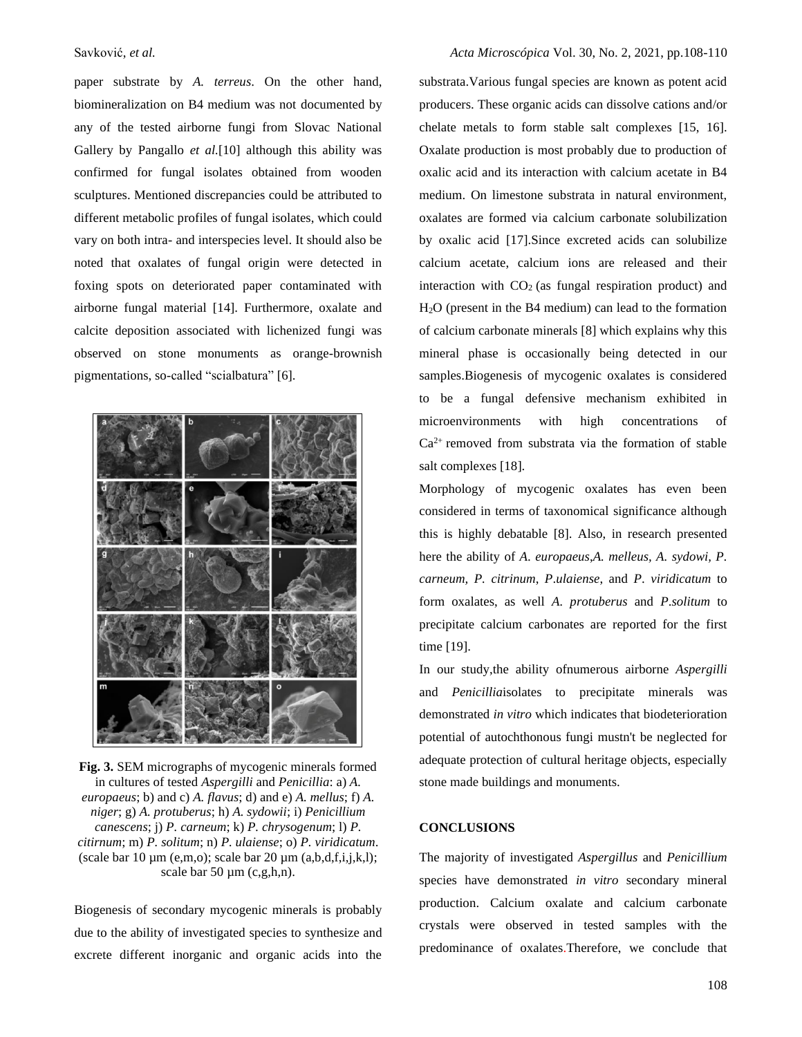paper substrate by *A. terreus*. On the other hand, biomineralization on B4 medium was not documented by any of the tested airborne fungi from Slovac National Gallery by Pangallo *et al.*[10] although this ability was confirmed for fungal isolates obtained from wooden sculptures. Mentioned discrepancies could be attributed to different metabolic profiles of fungal isolates, which could vary on both intra- and interspecies level. It should also be noted that oxalates of fungal origin were detected in foxing spots on deteriorated paper contaminated with airborne fungal material [14]. Furthermore, oxalate and calcite deposition associated with lichenized fungi was observed on stone monuments as orange-brownish pigmentations, so-called "scialbatura" [6].

**Fig. 3.** SEM micrographs of mycogenic minerals formed in cultures of tested *Aspergilli* and *Penicillia*: a) *A. europaeus*; b) and c) *A. flavus*; d) and e) *A. mellus*; f) *A. niger*; g) *A. protuberus*; h) *A. sydowii*; i) *Penicillium canescens*; j) *P. carneum*; k) *P. chrysogenum*; l) *P. citirnum*; m) *P. solitum*; n) *P. ulaiense*; o) *P. viridicatum*. (scale bar 10 µm (e,m,o); scale bar 20 µm (a,b,d,f,i,j,k,l); scale bar 50 µm (c,g,h,n).

Biogenesis of secondary mycogenic minerals is probably due to the ability of investigated species to synthesize and excrete different inorganic and organic acids into the substrata.Various fungal species are known as potent acid producers. These organic acids can dissolve cations and/or chelate metals to form stable salt complexes [15, 16]. Oxalate production is most probably due to production of oxalic acid and its interaction with calcium acetate in B4 medium. On limestone substrata in natural environment, oxalates are formed via calcium carbonate solubilization by oxalic acid [17].Since excreted acids can solubilize calcium acetate, calcium ions are released and their interaction with $CO_2$ (as fungal respiration product) and $H_2O$ (present in the B4 medium) can lead to the formation of calcium carbonate minerals [8] which explains why this mineral phase is occasionally being detected in our samples.Biogenesis of mycogenic oxalates is considered to be a fungal defensive mechanism exhibited in microenvironments with high concentrations of $Ca^{2+}$ removed from substrata via the formation of stable salt complexes [18].

Morphology of mycogenic oxalates has even been considered in terms of taxonomical significance although this is highly debatable [8]. Also, in research presented here the ability of *A. europaeus*,*A. melleus*, *A. sydowi*, *P. carneum, P. citrinum*, *P*.*ulaiense*, and *P*. *viridicatum* to form oxalates, as well *A. protuberus* and *P*.*solitum* to precipitate calcium carbonates are reported for the first time [19].

In our study,the ability ofnumerous airborne *Aspergilli* and *Penicillia*isolates to precipitate minerals was demonstrated *in vitro* which indicates that biodeterioration potential of autochthonous fungi mustn't be neglected for adequate protection of cultural heritage objects, especially stone made buildings and monuments.

## CONCLUSIONS

The majority of investigated *Aspergillus* and *Penicillium* species have demonstrated *in vitro* secondary mineral production. Calcium oxalate and calcium carbonate crystals were observed in tested samples with the predominance of oxalates.Therefore, we conclude that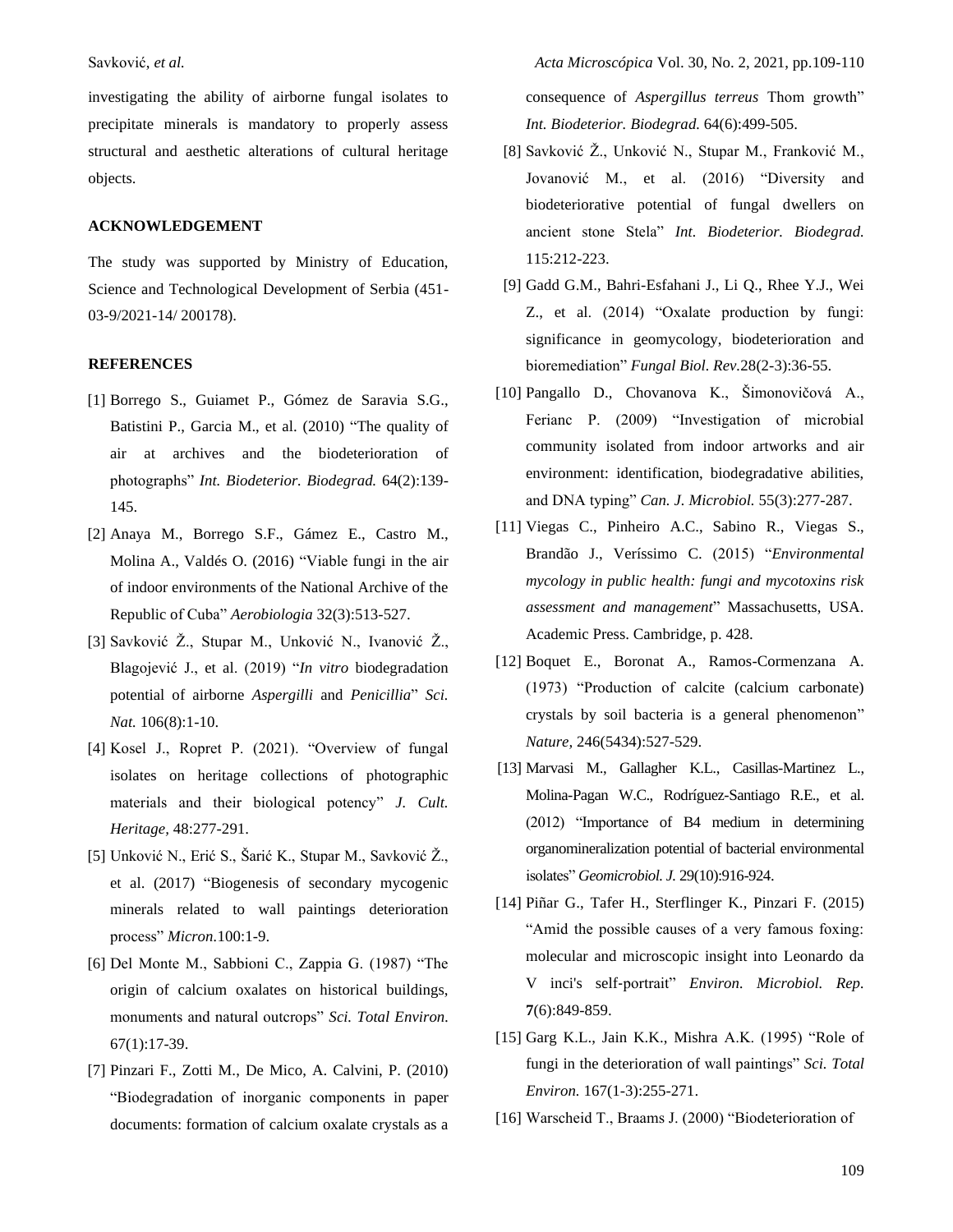investigating the ability of airborne fungal isolates to precipitate minerals is mandatory to properly assess structural and aesthetic alterations of cultural heritage objects.

## ACKNOWLEDGEMENT

The study was supported by Ministry of Education, Science and Technological Development of Serbia (451-03-9/2021-14/ 200178).

## REFERENCES

[1] Borrego S., Guiamet P., Gómez de Saravia S.G., Batistini P., Garcia M., et al. (2010) "The quality of air at archives and the biodeterioration of photographs" *Int. Biodeterior. Biodegrad.* 64(2):139-145.

[2] Anaya M., Borrego S.F., Gámez E., Castro M., Molina A., Valdés O. (2016) "Viable fungi in the air of indoor environments of the National Archive of the Republic of Cuba" *Aerobiologia* 32(3):513-527.

[3] Savković Ž., Stupar M., Unković N., Ivanović Ž., Blagojević J., et al. (2019) "*In vitro* biodegradation potential of airborne *Aspergilli* and *Penicillia*" *Sci. Nat.* 106(8):1-10.

[4] Kosel J., Ropret P. (2021). "Overview of fungal isolates on heritage collections of photographic materials and their biological potency" *J. Cult. Heritage,* 48:277-291.

[5] Unković N., Erić S., Šarić K., Stupar M., Savković Ž., et al. (2017) "Biogenesis of secondary mycogenic minerals related to wall paintings deterioration process" *Micron.*100:1-9.

[6] Del Monte M., Sabbioni C., Zappia G. (1987) "The origin of calcium oxalates on historical buildings, monuments and natural outcrops" *Sci. Total Environ.* 67(1):17-39.

[7] Pinzari F., Zotti M., De Mico, A. Calvini, P. (2010) "Biodegradation of inorganic components in paper documents: formation of calcium oxalate crystals as a consequence of *Aspergillus terreus* Thom growth" *Int. Biodeterior. Biodegrad.* 64(6):499-505.

[8] Savković Ž., Unković N., Stupar M., Franković M., Jovanović M., et al. (2016) "Diversity and biodeteriorative potential of fungal dwellers on ancient stone Stela" *Int. Biodeterior. Biodegrad.* 115:212-223.

[9] Gadd G.M., Bahri-Esfahani J., Li Q., Rhee Y.J., Wei Z., et al. (2014) "Oxalate production by fungi: significance in geomycology, biodeterioration and bioremediation" *Fungal Biol. Rev.*28(2-3):36-55.

[10] Pangallo D., Chovanova K., Šimonovičová A., Ferianc P. (2009) "Investigation of microbial community isolated from indoor artworks and air environment: identification, biodegradative abilities, and DNA typing" *Can. J. Microbiol.* 55(3):277-287.

[11] Viegas C., Pinheiro A.C., Sabino R., Viegas S., Brandão J., Veríssimo C. (2015) "*Environmental mycology in public health: fungi and mycotoxins risk assessment and management*" Massachusetts, USA. Academic Press. Cambridge, p. 428.

[12] Boquet E., Boronat A., Ramos-Cormenzana A. (1973) "Production of calcite (calcium carbonate) crystals by soil bacteria is a general phenomenon" *Nature,* 246(5434):527-529.

[13] Marvasi M., Gallagher K.L., Casillas-Martinez L., Molina-Pagan W.C., Rodríguez-Santiago R.E., et al. (2012) "Importance of B4 medium in determining organomineralization potential of bacterial environmental isolates" *Geomicrobiol. J.* 29(10):916-924.

[14] Piñar G., Tafer H., Sterflinger K., Pinzari F. (2015) "Amid the possible causes of a very famous foxing: molecular and microscopic insight into Leonardo da V inci's self-portrait" *Environ. Microbiol. Rep.* **7**(6):849-859.

[15] Garg K.L., Jain K.K., Mishra A.K. (1995) "Role of fungi in the deterioration of wall paintings" *Sci. Total Environ.* 167(1-3):255-271.

[16] Warscheid T., Braams J. (2000) "Biodeterioration of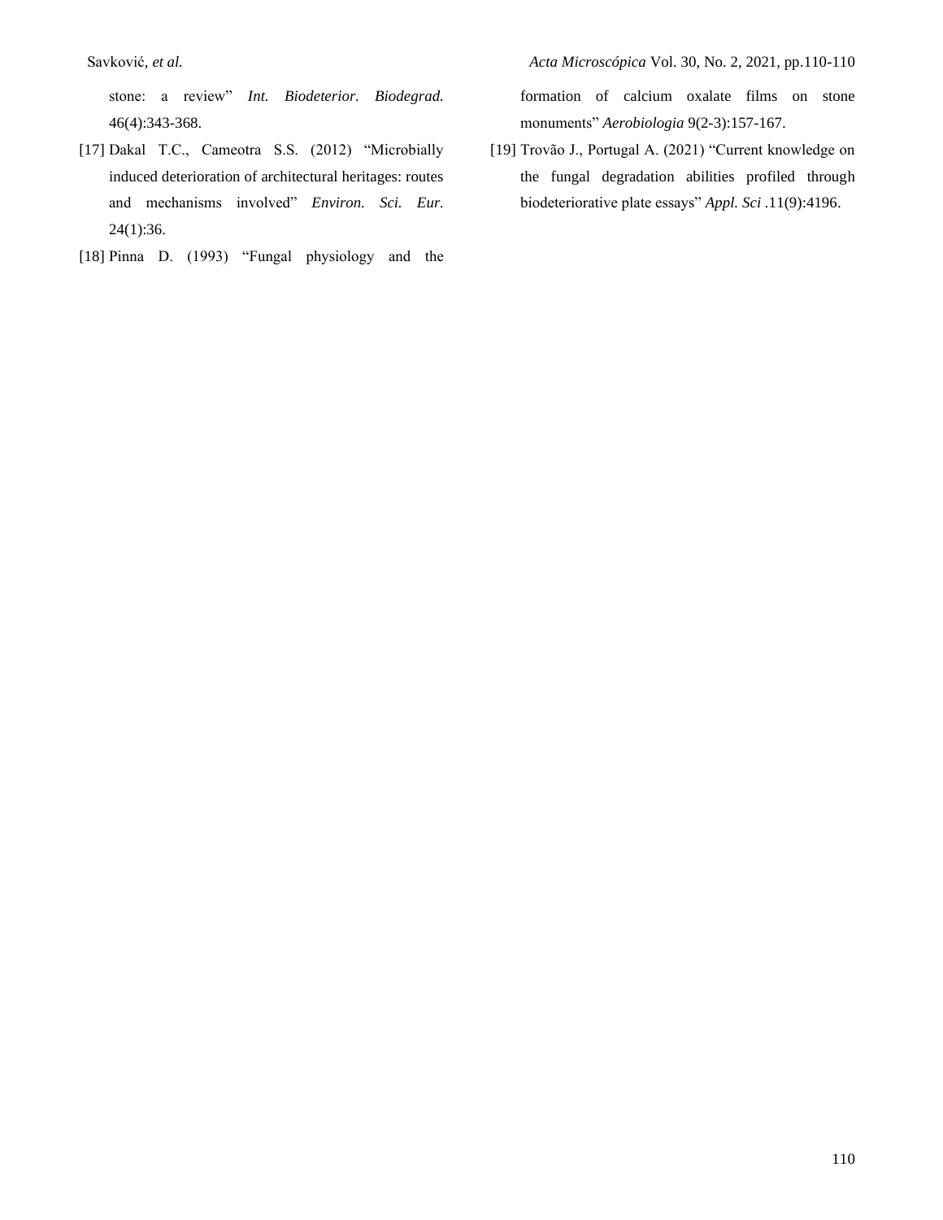stone: a review" *Int. Biodeterior. Biodegrad.* 46(4):343-368.

[17] Dakal T.C., Cameotra S.S. (2012) "Microbially induced deterioration of architectural heritages: routes and mechanisms involved" *Environ. Sci. Eur.* 24(1):36.

[18] Pinna D. (1993) "Fungal physiology and the formation of calcium oxalate films on stone monuments" *Aerobiologia* 9(2-3):157-167.

[19] Trovão J., Portugal A. (2021) "Current knowledge on the fungal degradation abilities profiled through biodeteriorative plate essays" *Appl. Sci* .11(9):4196.